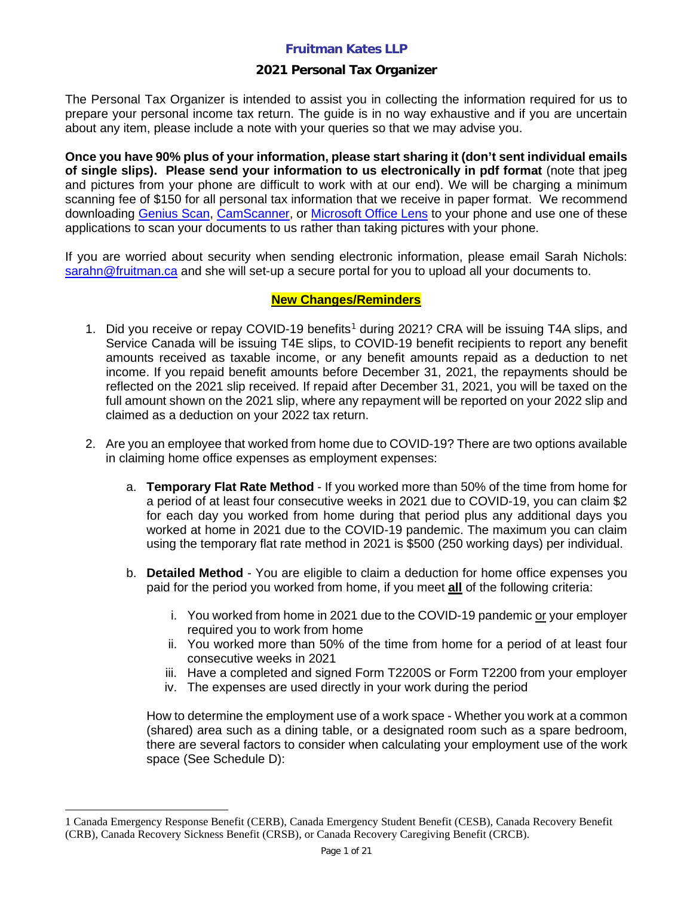# Fruitman Kates LLP

## 2021 Personal Tax Organizer

The Personal Tax Organizer is intended to assist you in collecting the information required for us to prepare your personal income tax return. The guide is in no way exhaustive and if you are uncertain about any item, please include a note with your queries so that we may advise you.

**Once you have 90% plus of your information, please start sharing it (don't sent individual emails of single slips). Please send your information to us electronically in pdf format** (note that jpeg and pictures from your phone are difficult to work with at our end). We will be charging a minimum scanning fee of $150 for all personal tax information that we receive in paper format. We recommend downloading Genius Scan, CamScanner, or Microsoft Office Lens to your phone and use one of these applications to scan your documents to us rather than taking pictures with your phone.

If you are worried about security when sending electronic information, please email Sarah Nichols: sarahn@fruitman.ca and she will set-up a secure portal for you to upload all your documents to.

### New Changes/Reminders

1. Did you receive or repay COVID-19 benefits[1] during 2021? CRA will be issuing T4A slips, and Service Canada will be issuing T4E slips, to COVID-19 benefit recipients to report any benefit amounts received as taxable income, or any benefit amounts repaid as a deduction to net income. If you repaid benefit amounts before December 31, 2021, the repayments should be reflected on the 2021 slip received. If repaid after December 31, 2021, you will be taxed on the full amount shown on the 2021 slip, where any repayment will be reported on your 2022 slip and claimed as a deduction on your 2022 tax return.

2. Are you an employee that worked from home due to COVID-19? There are two options available in claiming home office expenses as employment expenses:

   a. **Temporary Flat Rate Method** - If you worked more than 50% of the time from home for a period of at least four consecutive weeks in 2021 due to COVID-19, you can claim $2 for each day you worked from home during that period plus any additional days you worked at home in 2021 due to the COVID-19 pandemic. The maximum you can claim using the temporary flat rate method in 2021 is $500 (250 working days) per individual.

   b. **Detailed Method** - You are eligible to claim a deduction for home office expenses you paid for the period you worked from home, if you meet **all** of the following criteria:

      i. You worked from home in 2021 due to the COVID-19 pandemic or your employer required you to work from home
      ii. You worked more than 50% of the time from home for a period of at least four consecutive weeks in 2021
      iii. Have a completed and signed Form T2200S or Form T2200 from your employer
      iv. The expenses are used directly in your work during the period

   How to determine the employment use of a work space - Whether you work at a common (shared) area such as a dining table, or a designated room such as a spare bedroom, there are several factors to consider when calculating your employment use of the work space (See Schedule D):

---

[1] Canada Emergency Response Benefit (CERB), Canada Emergency Student Benefit (CESB), Canada Recovery Benefit (CRB), Canada Recovery Sickness Benefit (CRSB), or Canada Recovery Caregiving Benefit (CRCB).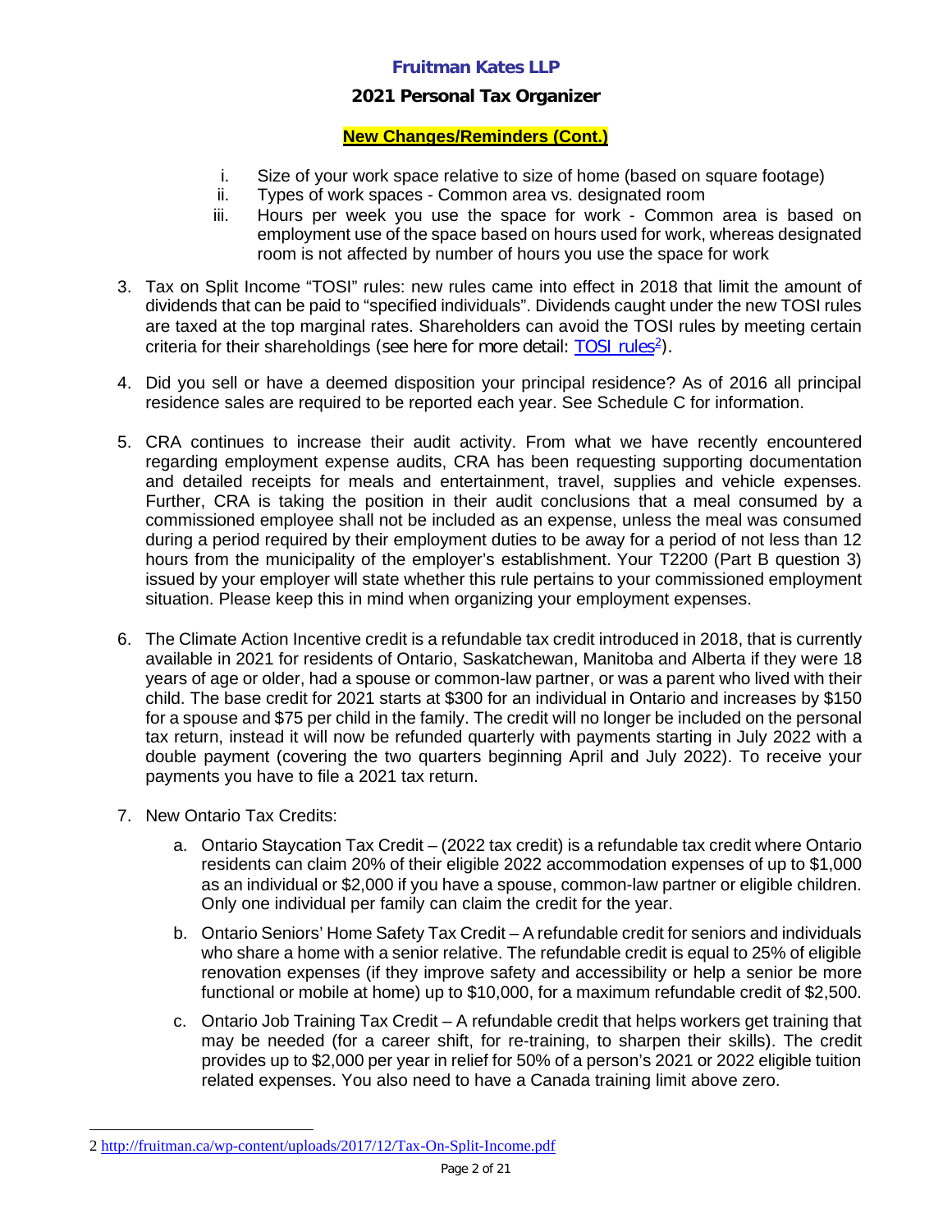## New Changes/Reminders (Cont.)

i. Size of your work space relative to size of home (based on square footage)
ii. Types of work spaces - Common area vs. designated room
iii. Hours per week you use the space for work - Common area is based on employment use of the space based on hours used for work, whereas designated room is not affected by number of hours you use the space for work

3. Tax on Split Income "TOSI" rules: new rules came into effect in 2018 that limit the amount of dividends that can be paid to "specified individuals". Dividends caught under the new TOSI rules are taxed at the top marginal rates. Shareholders can avoid the TOSI rules by meeting certain criteria for their shareholdings (see here for more detail: TOSI rules[2]).

4. Did you sell or have a deemed disposition your principal residence? As of 2016 all principal residence sales are required to be reported each year. See Schedule C for information.

5. CRA continues to increase their audit activity. From what we have recently encountered regarding employment expense audits, CRA has been requesting supporting documentation and detailed receipts for meals and entertainment, travel, supplies and vehicle expenses. Further, CRA is taking the position in their audit conclusions that a meal consumed by a commissioned employee shall not be included as an expense, unless the meal was consumed during a period required by their employment duties to be away for a period of not less than 12 hours from the municipality of the employer's establishment. Your T2200 (Part B question 3) issued by your employer will state whether this rule pertains to your commissioned employment situation. Please keep this in mind when organizing your employment expenses.

6. The Climate Action Incentive credit is a refundable tax credit introduced in 2018, that is currently available in 2021 for residents of Ontario, Saskatchewan, Manitoba and Alberta if they were 18 years of age or older, had a spouse or common-law partner, or was a parent who lived with their child. The base credit for 2021 starts at $300 for an individual in Ontario and increases by $150 for a spouse and $75 per child in the family. The credit will no longer be included on the personal tax return, instead it will now be refunded quarterly with payments starting in July 2022 with a double payment (covering the two quarters beginning April and July 2022). To receive your payments you have to file a 2021 tax return.

7. New Ontario Tax Credits:

   a. Ontario Staycation Tax Credit – (2022 tax credit) is a refundable tax credit where Ontario residents can claim 20% of their eligible 2022 accommodation expenses of up to $1,000 as an individual or $2,000 if you have a spouse, common-law partner or eligible children. Only one individual per family can claim the credit for the year.

   b. Ontario Seniors' Home Safety Tax Credit – A refundable credit for seniors and individuals who share a home with a senior relative. The refundable credit is equal to 25% of eligible renovation expenses (if they improve safety and accessibility or help a senior be more functional or mobile at home) up to $10,000, for a maximum refundable credit of $2,500.

   c. Ontario Job Training Tax Credit – A refundable credit that helps workers get training that may be needed (for a career shift, for re-training, to sharpen their skills). The credit provides up to $2,000 per year in relief for 50% of a person's 2021 or 2022 eligible tuition related expenses. You also need to have a Canada training limit above zero.

---

2 http://fruitman.ca/wp-content/uploads/2017/12/Tax-On-Split-Income.pdf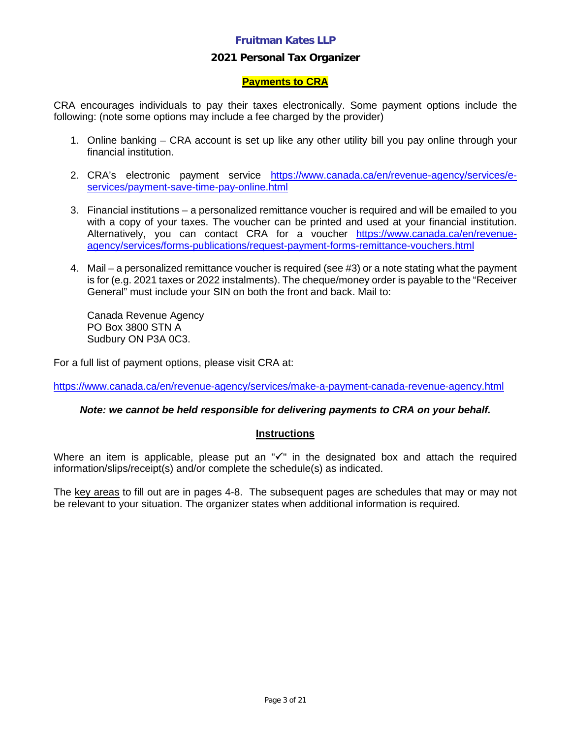**Fruitman Kates LLP**

**2021 Personal Tax Organizer**

## Payments to CRA

CRA encourages individuals to pay their taxes electronically. Some payment options include the following: (note some options may include a fee charged by the provider)

1. Online banking – CRA account is set up like any other utility bill you pay online through your financial institution.

2. CRA's electronic payment service https://www.canada.ca/en/revenue-agency/services/e-services/payment-save-time-pay-online.html

3. Financial institutions – a personalized remittance voucher is required and will be emailed to you with a copy of your taxes. The voucher can be printed and used at your financial institution. Alternatively, you can contact CRA for a voucher https://www.canada.ca/en/revenue-agency/services/forms-publications/request-payment-forms-remittance-vouchers.html

4. Mail – a personalized remittance voucher is required (see #3) or a note stating what the payment is for (e.g. 2021 taxes or 2022 instalments). The cheque/money order is payable to the "Receiver General" must include your SIN on both the front and back. Mail to:

   Canada Revenue Agency
   PO Box 3800 STN A
   Sudbury ON P3A 0C3.

For a full list of payment options, please visit CRA at:

https://www.canada.ca/en/revenue-agency/services/make-a-payment-canada-revenue-agency.html

***Note: we cannot be held responsible for delivering payments to CRA on your behalf.***

## Instructions

Where an item is applicable, please put an "✓" in the designated box and attach the required information/slips/receipt(s) and/or complete the schedule(s) as indicated.

The key areas to fill out are in pages 4-8. The subsequent pages are schedules that may or may not be relevant to your situation. The organizer states when additional information is required.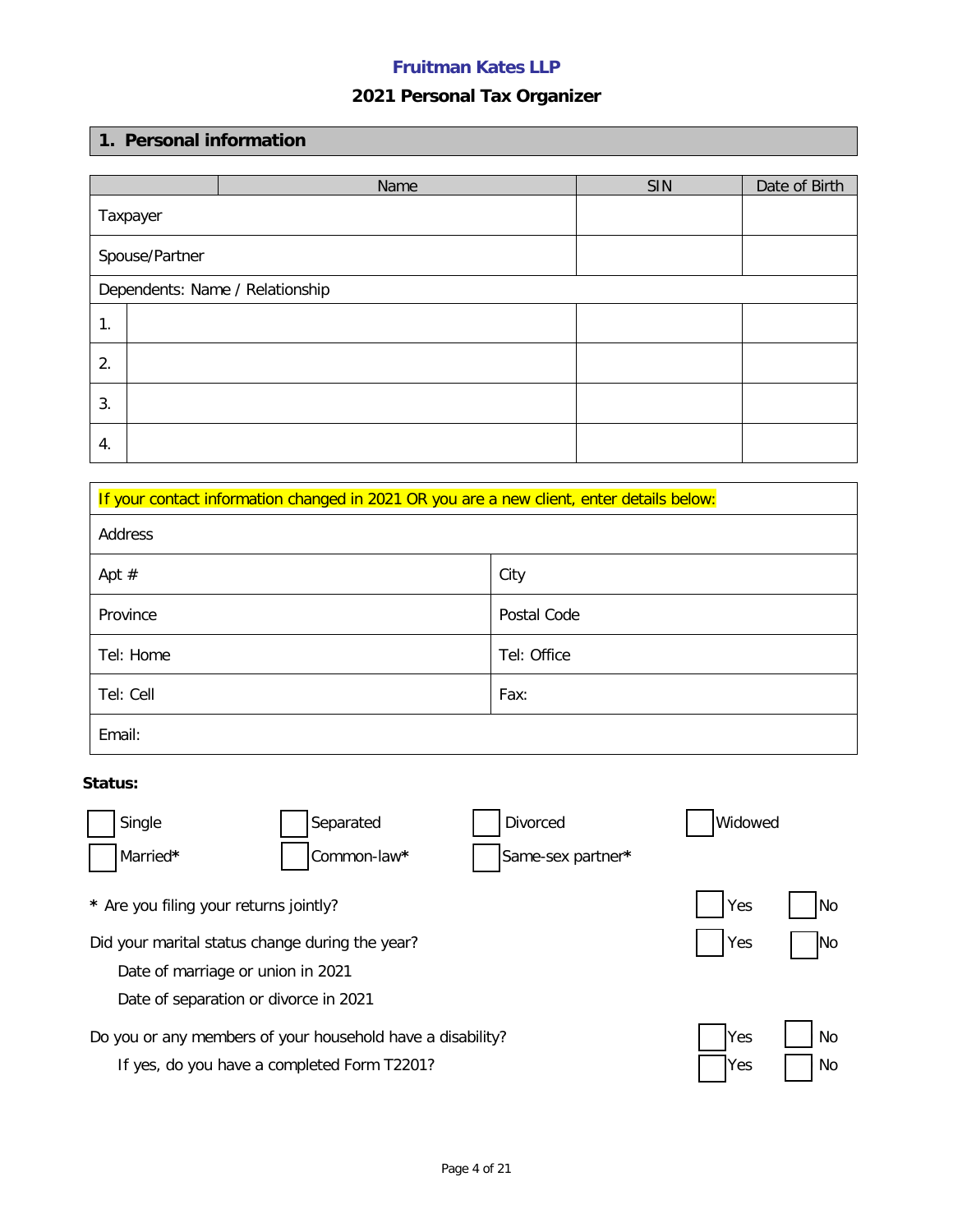**Fruitman Kates LLP**

**2021 Personal Tax Organizer**

## 1. Personal information

| | Name | SIN | Date of Birth |
|---|---|---|---|
| Taxpayer | | | |
| Spouse/Partner | | | |
| Dependents: Name / Relationship | | | |
| 1. | | | |
| 2. | | | |
| 3. | | | |
| 4. | | | |

| If your contact information changed in 2021 OR you are a new client, enter details below: | |
|---|---|
| Address | |
| Apt # | City |
| Province | Postal Code |
| Tel: Home | Tel: Office |
| Tel: Cell | Fax: |
| Email: | |

**Status:**

| | | | |
|---|---|---|---|
| ☐ Single | ☐ Separated | ☐ Divorced | ☐ Widowed |
| ☐ Married* | ☐ Common-law* | ☐ Same-sex partner* | |

| | | |
|---|---|---|
| * Are you filing your returns jointly? | ☐ Yes | ☐ No |
| Did your marital status change during the year? | ☐ Yes | ☐ No |
| Date of marriage or union in 2021 | | |
| Date of separation or divorce in 2021 | | |
| Do you or any members of your household have a disability? | ☐ Yes | ☐ No |
| If yes, do you have a completed Form T2201? | ☐ Yes | ☐ No |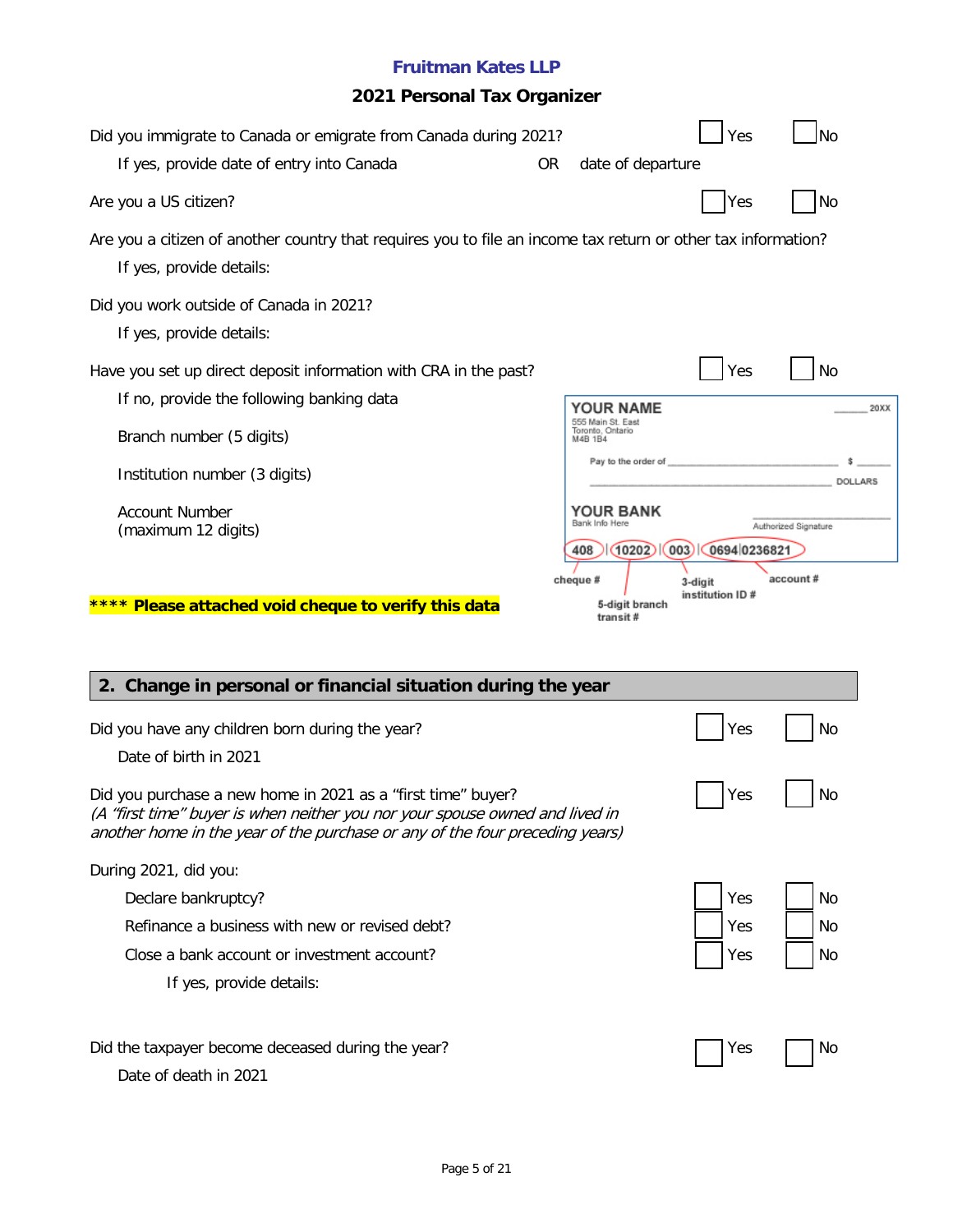**Fruitman Kates LLP**

**2021 Personal Tax Organizer**

Did you immigrate to Canada or emigrate from Canada during 2021? ☐ Yes ☐ No

If yes, provide date of entry into Canada OR date of departure

Are you a US citizen? ☐ Yes ☐ No

Are you a citizen of another country that requires you to file an income tax return or other tax information?

If yes, provide details:

Did you work outside of Canada in 2021?

If yes, provide details:

Have you set up direct deposit information with CRA in the past? ☐ Yes ☐ No

If no, provide the following banking data

Branch number (5 digits)

Institution number (3 digits)

Account Number
(maximum 12 digits)

YOUR NAME
555 Main St. East
Toronto, Ontario
M4B 1B4

20XX

Pay to the order of $

DOLLARS

YOUR BANK
Bank Info Here

Authorized Signature

408 | 10202 | 003 | 0694 0236821

cheque # — 5-digit branch transit # — 3-digit institution ID # — account #

**\*\*\*\* Please attached void cheque to verify this data**

## 2. Change in personal or financial situation during the year

Did you have any children born during the year? ☐ Yes ☐ No

Date of birth in 2021

Did you purchase a new home in 2021 as a "first time" buyer? ☐ Yes ☐ No
*(A "first time" buyer is when neither you nor your spouse owned and lived in another home in the year of the purchase or any of the four preceding years)*

During 2021, did you:

- Declare bankruptcy? ☐ Yes ☐ No
- Refinance a business with new or revised debt? ☐ Yes ☐ No
- Close a bank account or investment account? ☐ Yes ☐ No

If yes, provide details:

Did the taxpayer become deceased during the year? ☐ Yes ☐ No

Date of death in 2021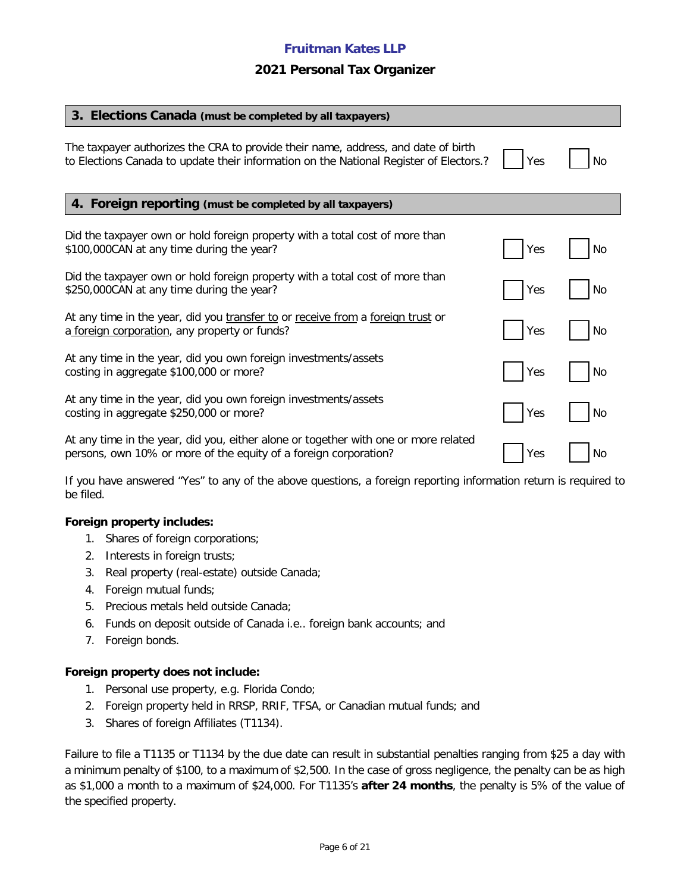# Fruitman Kates LLP

## 2021 Personal Tax Organizer

### 3. Elections Canada (must be completed by all taxpayers)

| Question | Yes | No |
|---|---|---|
| The taxpayer authorizes the CRA to provide their name, address, and date of birth to Elections Canada to update their information on the National Register of Electors.? | ☐ Yes | ☐ No |

### 4. Foreign reporting (must be completed by all taxpayers)

| Question | Yes | No |
|---|---|---|
| Did the taxpayer own or hold foreign property with a total cost of more than $100,000CAN at any time during the year? | ☐ Yes | ☐ No |
| Did the taxpayer own or hold foreign property with a total cost of more than $250,000CAN at any time during the year? | ☐ Yes | ☐ No |
| At any time in the year, did you <u>transfer to</u> or <u>receive from</u> a <u>foreign trust</u> or a <u>foreign corporation</u>, any property or funds? | ☐ Yes | ☐ No |
| At any time in the year, did you own foreign investments/assets costing in aggregate $100,000 or more? | ☐ Yes | ☐ No |
| At any time in the year, did you own foreign investments/assets costing in aggregate $250,000 or more? | ☐ Yes | ☐ No |
| At any time in the year, did you, either alone or together with one or more related persons, own 10% or more of the equity of a foreign corporation? | ☐ Yes | ☐ No |

If you have answered "Yes" to any of the above questions, a foreign reporting information return is required to be filed.

**Foreign property includes:**

1. Shares of foreign corporations;
2. Interests in foreign trusts;
3. Real property (real-estate) outside Canada;
4. Foreign mutual funds;
5. Precious metals held outside Canada;
6. Funds on deposit outside of Canada i.e.. foreign bank accounts; and
7. Foreign bonds.

**Foreign property does not include:**

1. Personal use property, e.g. Florida Condo;
2. Foreign property held in RRSP, RRIF, TFSA, or Canadian mutual funds; and
3. Shares of foreign Affiliates (T1134).

Failure to file a T1135 or T1134 by the due date can result in substantial penalties ranging from $25 a day with a minimum penalty of $100, to a maximum of $2,500. In the case of gross negligence, the penalty can be as high as $1,000 a month to a maximum of $24,000. For T1135's **after 24 months**, the penalty is 5% of the value of the specified property.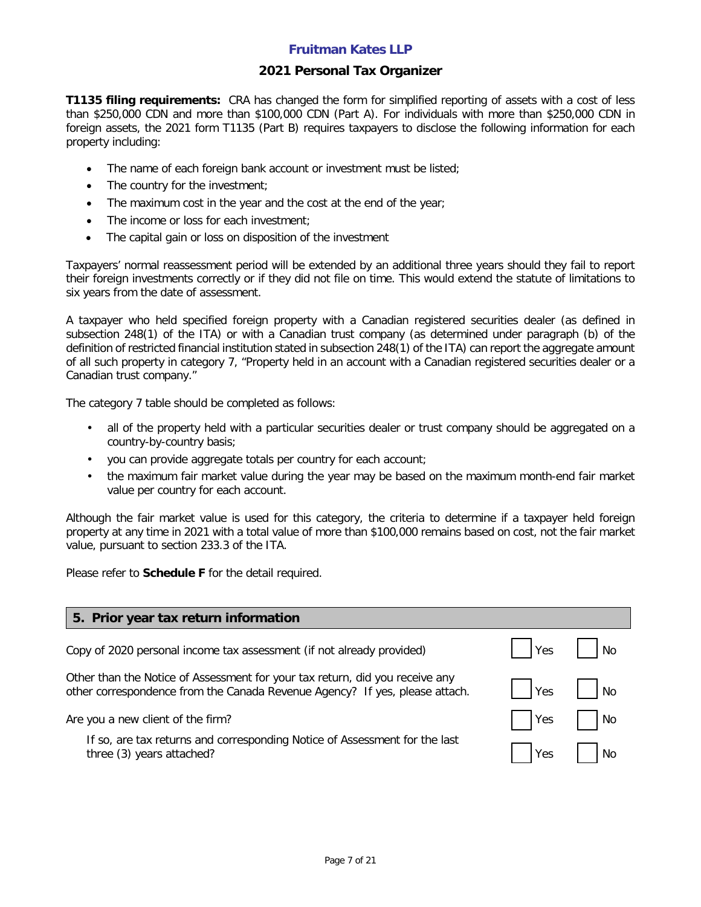**T1135 filing requirements:** CRA has changed the form for simplified reporting of assets with a cost of less than $250,000 CDN and more than $100,000 CDN (Part A). For individuals with more than $250,000 CDN in foreign assets, the 2021 form T1135 (Part B) requires taxpayers to disclose the following information for each property including:

- The name of each foreign bank account or investment must be listed;
- The country for the investment;
- The maximum cost in the year and the cost at the end of the year;
- The income or loss for each investment;
- The capital gain or loss on disposition of the investment

Taxpayers' normal reassessment period will be extended by an additional three years should they fail to report their foreign investments correctly or if they did not file on time. This would extend the statute of limitations to six years from the date of assessment.

A taxpayer who held specified foreign property with a Canadian registered securities dealer (as defined in subsection 248(1) of the ITA) or with a Canadian trust company (as determined under paragraph (b) of the definition of restricted financial institution stated in subsection 248(1) of the ITA) can report the aggregate amount of all such property in category 7, "Property held in an account with a Canadian registered securities dealer or a Canadian trust company."

The category 7 table should be completed as follows:

- all of the property held with a particular securities dealer or trust company should be aggregated on a country-by-country basis;
- you can provide aggregate totals per country for each account;
- the maximum fair market value during the year may be based on the maximum month-end fair market value per country for each account.

Although the fair market value is used for this category, the criteria to determine if a taxpayer held foreign property at any time in 2021 with a total value of more than $100,000 remains based on cost, not the fair market value, pursuant to section 233.3 of the ITA.

Please refer to **Schedule F** for the detail required.

## 5. Prior year tax return information

| | | |
|---|---|---|
| Copy of 2020 personal income tax assessment (if not already provided) | ☐ Yes | ☐ No |
| Other than the Notice of Assessment for your tax return, did you receive any other correspondence from the Canada Revenue Agency? If yes, please attach. | ☐ Yes | ☐ No |
| Are you a new client of the firm? | ☐ Yes | ☐ No |
| If so, are tax returns and corresponding Notice of Assessment for the last three (3) years attached? | ☐ Yes | ☐ No |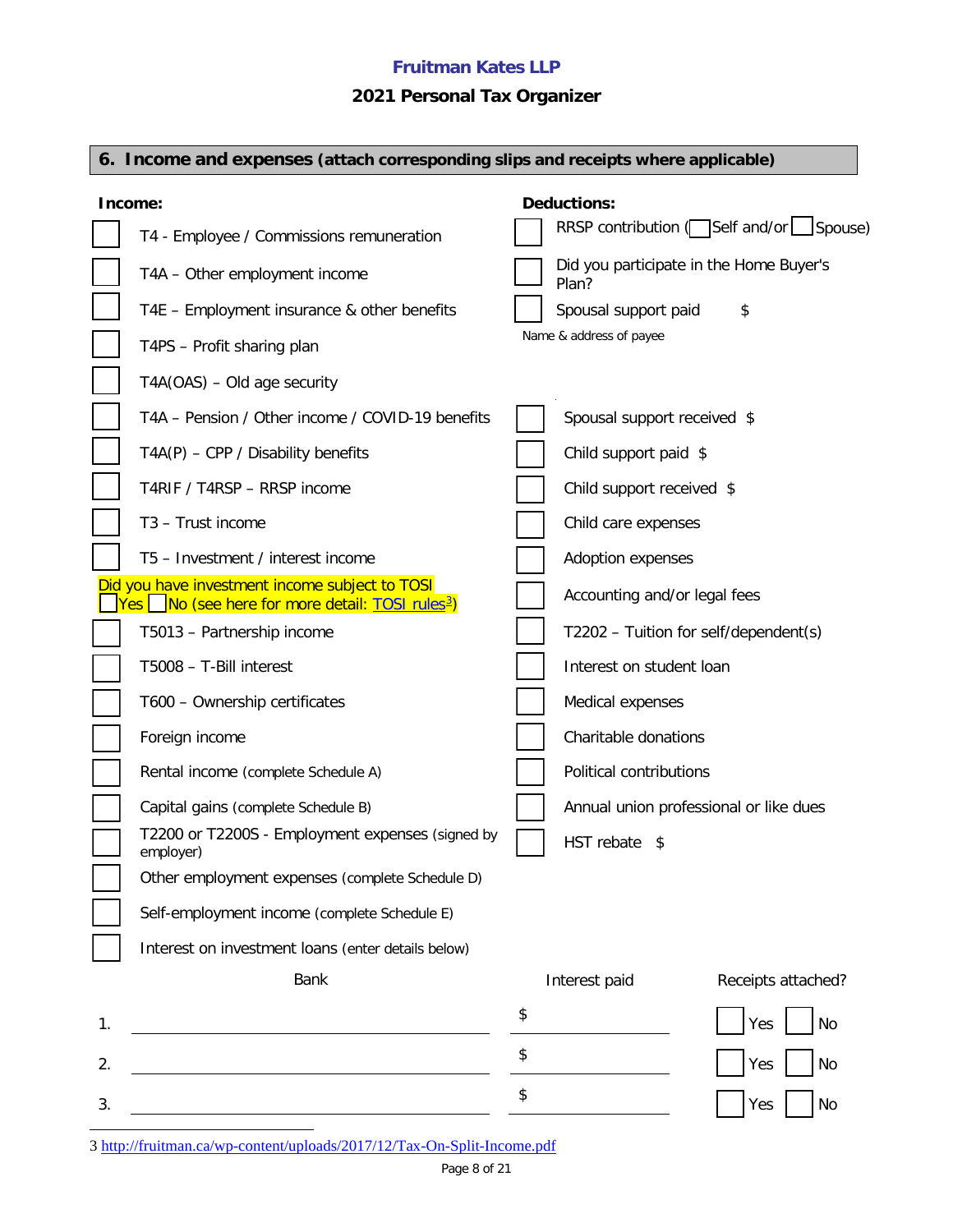**Fruitman Kates LLP**

**2021 Personal Tax Organizer**

## 6. Income and expenses (attach corresponding slips and receipts where applicable)

**Income:**

- ☐ T4 - Employee / Commissions remuneration
- ☐ T4A – Other employment income
- ☐ T4E – Employment insurance & other benefits
- ☐ T4PS – Profit sharing plan
- ☐ T4A(OAS) – Old age security
- ☐ T4A – Pension / Other income / COVID-19 benefits
- ☐ T4A(P) – CPP / Disability benefits
- ☐ T4RIF / T4RSP – RRSP income
- ☐ T3 – Trust income
- ☐ T5 – Investment / interest income

Did you have investment income subject to TOSI
☐ Yes ☐ No (see here for more detail: TOSI rules[3])

- ☐ T5013 – Partnership income
- ☐ T5008 – T-Bill interest
- ☐ T600 – Ownership certificates
- ☐ Foreign income
- ☐ Rental income (complete Schedule A)
- ☐ Capital gains (complete Schedule B)
- ☐ T2200 or T2200S - Employment expenses (signed by employer)
- ☐ Other employment expenses (complete Schedule D)
- ☐ Self-employment income (complete Schedule E)
- ☐ Interest on investment loans (enter details below)

**Deductions:**

- ☐ RRSP contribution (☐ Self and/or ☐ Spouse)
- ☐ Did you participate in the Home Buyer's Plan?
- ☐ Spousal support paid $

  Name & address of payee

- ☐ Spousal support received $
- ☐ Child support paid $
- ☐ Child support received $
- ☐ Child care expenses
- ☐ Adoption expenses
- ☐ Accounting and/or legal fees
- ☐ T2202 – Tuition for self/dependent(s)
- ☐ Interest on student loan
- ☐ Medical expenses
- ☐ Charitable donations
- ☐ Political contributions
- ☐ Annual union professional or like dues
- ☐ HST rebate $

| | Bank | Interest paid | Receipts attached? |
|---|---|---|---|
| 1. | | $ | ☐ Yes ☐ No |
| 2. | | $ | ☐ Yes ☐ No |
| 3. | | $ | ☐ Yes ☐ No |

3 http://fruitman.ca/wp-content/uploads/2017/12/Tax-On-Split-Income.pdf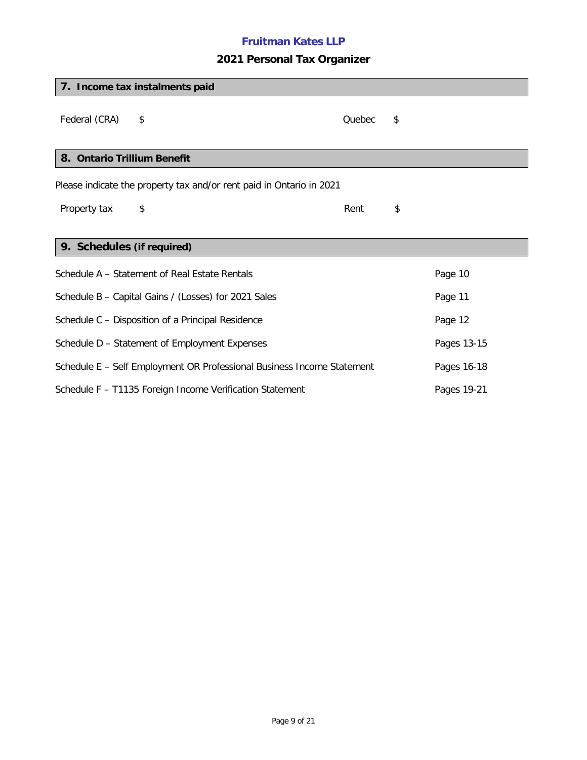## 7. Income tax instalments paid

| | | | |
|---|---|---|---|
| Federal (CRA) | $ | Quebec | $ |

## 8. Ontario Trillium Benefit

Please indicate the property tax and/or rent paid in Ontario in 2021

| | | | |
|---|---|---|---|
| Property tax | $ | Rent | $ |

## 9. Schedules (if required)

| Schedule | Page |
|---|---|
| Schedule A – Statement of Real Estate Rentals | Page 10 |
| Schedule B – Capital Gains / (Losses) for 2021 Sales | Page 11 |
| Schedule C – Disposition of a Principal Residence | Page 12 |
| Schedule D – Statement of Employment Expenses | Pages 13-15 |
| Schedule E – Self Employment OR Professional Business Income Statement | Pages 16-18 |
| Schedule F – T1135 Foreign Income Verification Statement | Pages 19-21 |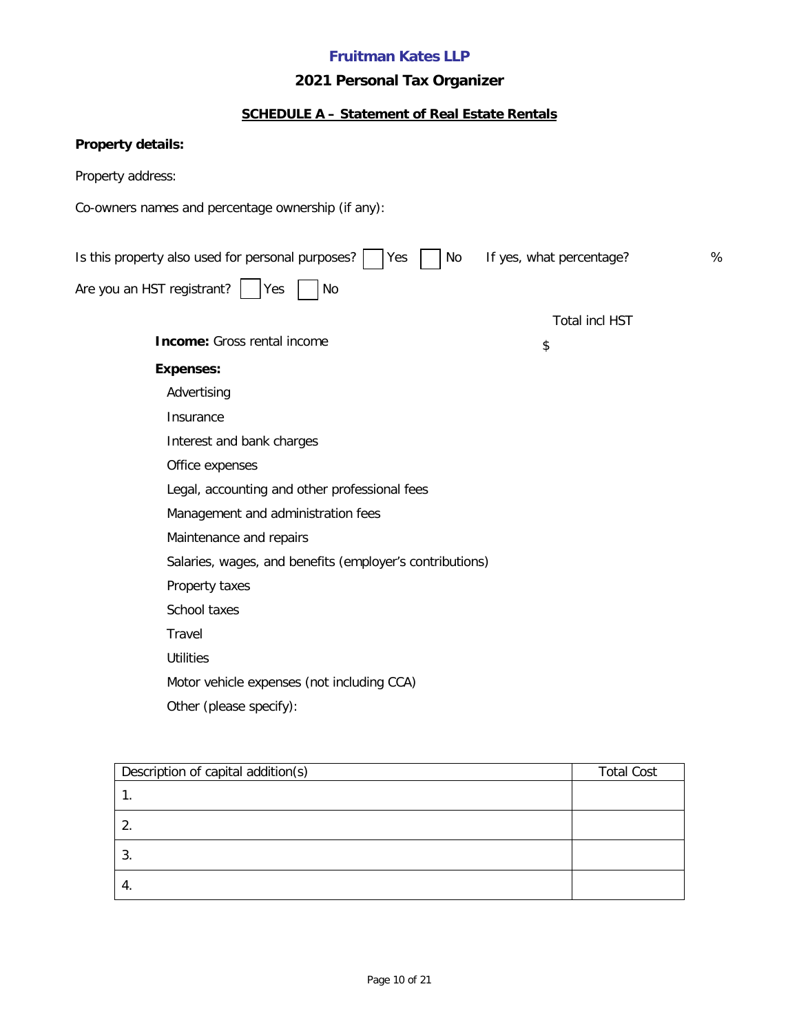**Fruitman Kates LLP**

## 2021 Personal Tax Organizer

### SCHEDULE A – Statement of Real Estate Rentals

**Property details:**

Property address:

Co-owners names and percentage ownership (if any):

Is this property also used for personal purposes? ☐ Yes ☐ No If yes, what percentage? %

Are you an HST registrant? ☐ Yes ☐ No

| | Total incl HST |
|---|---|
| **Income:** Gross rental income | $ |
| **Expenses:** | |
| Advertising | |
| Insurance | |
| Interest and bank charges | |
| Office expenses | |
| Legal, accounting and other professional fees | |
| Management and administration fees | |
| Maintenance and repairs | |
| Salaries, wages, and benefits (employer's contributions) | |
| Property taxes | |
| School taxes | |
| Travel | |
| Utilities | |
| Motor vehicle expenses (not including CCA) | |
| Other (please specify): | |

| Description of capital addition(s) | Total Cost |
|---|---|
| 1. | |
| 2. | |
| 3. | |
| 4. | |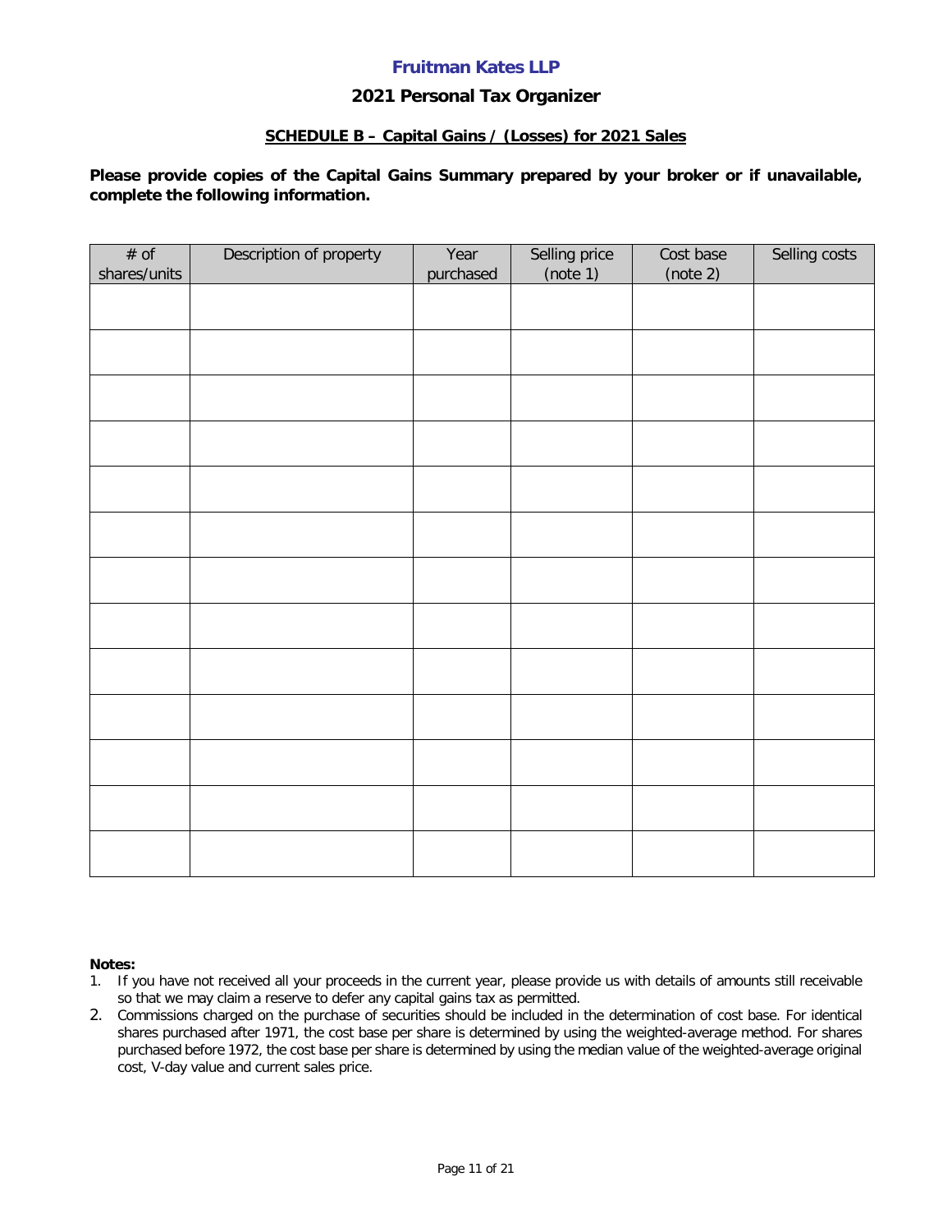**Fruitman Kates LLP**

**2021 Personal Tax Organizer**

**SCHEDULE B – Capital Gains / (Losses) for 2021 Sales**

**Please provide copies of the Capital Gains Summary prepared by your broker or if unavailable, complete the following information.**

| # of shares/units | Description of property | Year purchased | Selling price (note 1) | Cost base (note 2) | Selling costs |
|---|---|---|---|---|---|
| | | | | | |
| | | | | | |
| | | | | | |
| | | | | | |
| | | | | | |
| | | | | | |
| | | | | | |
| | | | | | |
| | | | | | |
| | | | | | |
| | | | | | |
| | | | | | |
| | | | | | |

**Notes:**

1. If you have not received all your proceeds in the current year, please provide us with details of amounts still receivable so that we may claim a reserve to defer any capital gains tax as permitted.
2. Commissions charged on the purchase of securities should be included in the determination of cost base. For identical shares purchased after 1971, the cost base per share is determined by using the weighted-average method. For shares purchased before 1972, the cost base per share is determined by using the median value of the weighted-average original cost, V-day value and current sales price.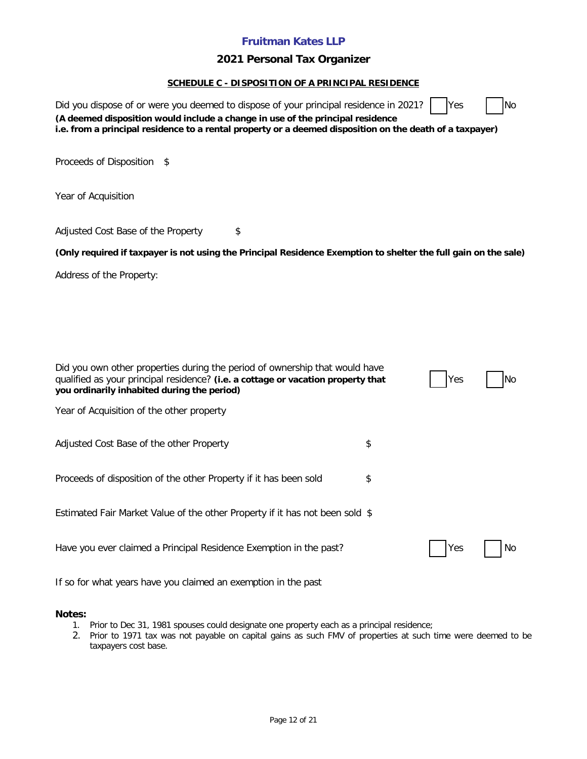## Fruitman Kates LLP

### 2021 Personal Tax Organizer

**SCHEDULE C - DISPOSITION OF A PRINCIPAL RESIDENCE**

Did you dispose of or were you deemed to dispose of your principal residence in 2021? ☐ Yes ☐ No

**(A deemed disposition would include a change in use of the principal residence i.e. from a principal residence to a rental property or a deemed disposition on the death of a taxpayer)**

Proceeds of Disposition $

Year of Acquisition

Adjusted Cost Base of the Property $

**(Only required if taxpayer is not using the Principal Residence Exemption to shelter the full gain on the sale)**

Address of the Property:

Did you own other properties during the period of ownership that would have qualified as your principal residence? **(i.e. a cottage or vacation property that you ordinarily inhabited during the period)** ☐ Yes ☐ No

Year of Acquisition of the other property

Adjusted Cost Base of the other Property $

Proceeds of disposition of the other Property if it has been sold $

Estimated Fair Market Value of the other Property if it has not been sold $

Have you ever claimed a Principal Residence Exemption in the past? ☐ Yes ☐ No

If so for what years have you claimed an exemption in the past

**Notes:**

1. Prior to Dec 31, 1981 spouses could designate one property each as a principal residence;
2. Prior to 1971 tax was not payable on capital gains as such FMV of properties at such time were deemed to be taxpayers cost base.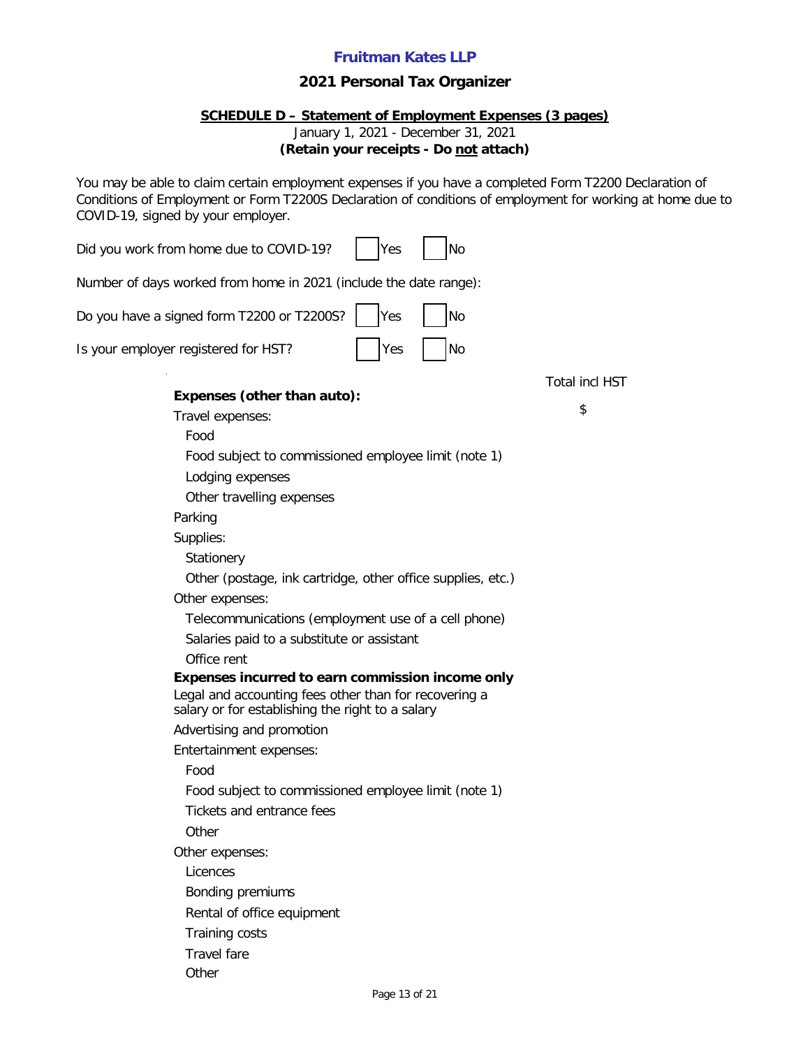# Fruitman Kates LLP

## 2021 Personal Tax Organizer

### SCHEDULE D – Statement of Employment Expenses (3 pages)

January 1, 2021 - December 31, 2021

**(Retain your receipts - Do not attach)**

You may be able to claim certain employment expenses if you have a completed Form T2200 Declaration of Conditions of Employment or Form T2200S Declaration of conditions of employment for working at home due to COVID-19, signed by your employer.

Did you work from home due to COVID-19? ☐ Yes ☐ No

Number of days worked from home in 2021 (include the date range):

Do you have a signed form T2200 or T2200S? ☐ Yes ☐ No

Is your employer registered for HST? ☐ Yes ☐ No

| **Expenses (other than auto):** | Total incl HST<br>$ |
|---|---|
| Travel expenses: | |
| Food | |
| Food subject to commissioned employee limit (note 1) | |
| Lodging expenses | |
| Other travelling expenses | |
| Parking | |
| Supplies: | |
| Stationery | |
| Other (postage, ink cartridge, other office supplies, etc.) | |
| Other expenses: | |
| Telecommunications (employment use of a cell phone) | |
| Salaries paid to a substitute or assistant | |
| Office rent | |
| **Expenses incurred to earn commission income only** | |
| Legal and accounting fees other than for recovering a salary or for establishing the right to a salary | |
| Advertising and promotion | |
| Entertainment expenses: | |
| Food | |
| Food subject to commissioned employee limit (note 1) | |
| Tickets and entrance fees | |
| Other | |
| Other expenses: | |
| Licences | |
| Bonding premiums | |
| Rental of office equipment | |
| Training costs | |
| Travel fare | |
| Other | |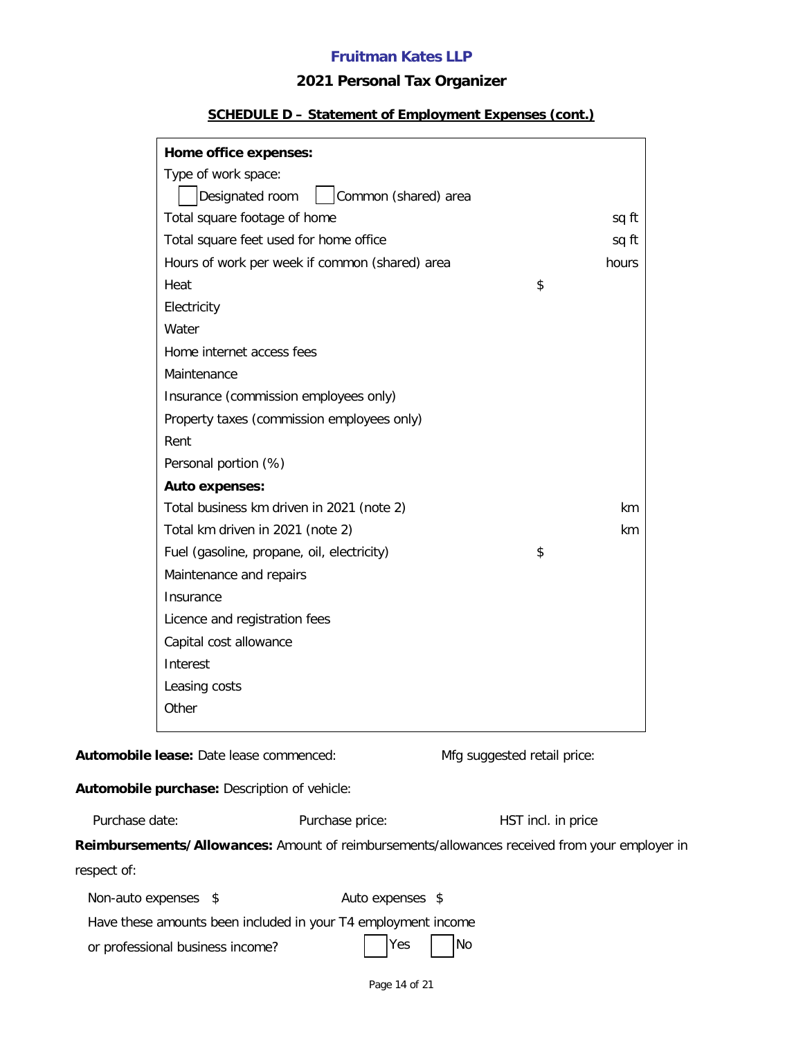**Fruitman Kates LLP**

**2021 Personal Tax Organizer**

## SCHEDULE D – Statement of Employment Expenses (cont.)

| | | |
|---|---|---|
| **Home office expenses:** | | |
| Type of work space: | | |
| ☐ Designated room ☐ Common (shared) area | | |
| Total square footage of home | | sq ft |
| Total square feet used for home office | | sq ft |
| Hours of work per week if common (shared) area | | hours |
| Heat | $ | |
| Electricity | | |
| Water | | |
| Home internet access fees | | |
| Maintenance | | |
| Insurance (commission employees only) | | |
| Property taxes (commission employees only) | | |
| Rent | | |
| Personal portion (%) | | |
| **Auto expenses:** | | |
| Total business km driven in 2021 (note 2) | | km |
| Total km driven in 2021 (note 2) | | km |
| Fuel (gasoline, propane, oil, electricity) | $ | |
| Maintenance and repairs | | |
| Insurance | | |
| Licence and registration fees | | |
| Capital cost allowance | | |
| Interest | | |
| Leasing costs | | |
| Other | | |

**Automobile lease:** Date lease commenced: Mfg suggested retail price:

**Automobile purchase:** Description of vehicle:

Purchase date: Purchase price: HST incl. in price

**Reimbursements/Allowances:** Amount of reimbursements/allowances received from your employer in respect of:

Non-auto expenses $ Auto expenses $

Have these amounts been included in your T4 employment income or professional business income? ☐ Yes ☐ No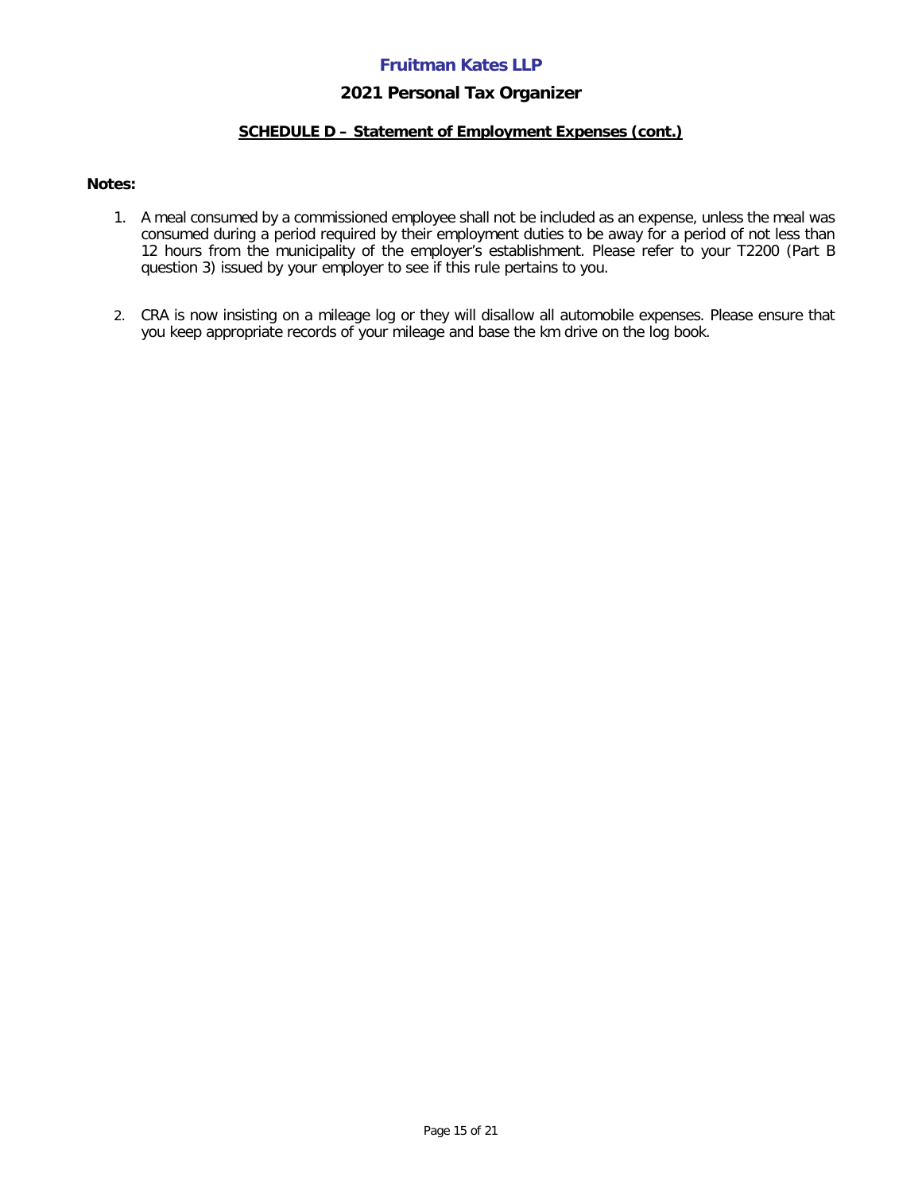**Fruitman Kates LLP**

**2021 Personal Tax Organizer**

**SCHEDULE D – Statement of Employment Expenses (cont.)**

**Notes:**

1. A meal consumed by a commissioned employee shall not be included as an expense, unless the meal was consumed during a period required by their employment duties to be away for a period of not less than 12 hours from the municipality of the employer's establishment. Please refer to your T2200 (Part B question 3) issued by your employer to see if this rule pertains to you.

2. CRA is now insisting on a mileage log or they will disallow all automobile expenses. Please ensure that you keep appropriate records of your mileage and base the km drive on the log book.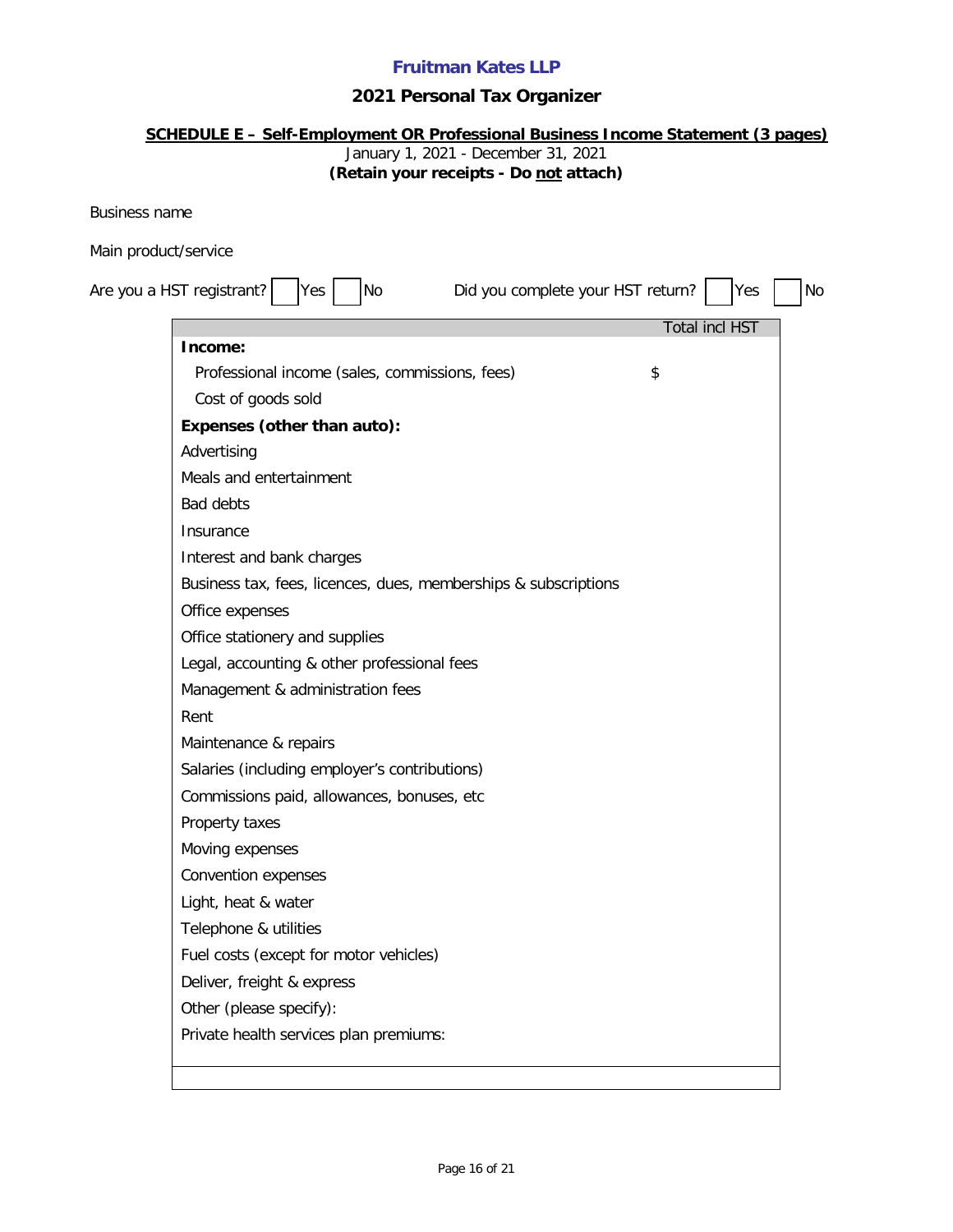**Fruitman Kates LLP**

**2021 Personal Tax Organizer**

**SCHEDULE E – Self-Employment OR Professional Business Income Statement (3 pages)**

January 1, 2021 - December 31, 2021

**(Retain your receipts - Do not attach)**

Business name

Main product/service

Are you a HST registrant? ☐ Yes ☐ No     Did you complete your HST return? ☐ Yes ☐ No

| | Total incl HST |
|---|---|
| **Income:** | |
| Professional income (sales, commissions, fees) | $ |
| Cost of goods sold | |
| **Expenses (other than auto):** | |
| Advertising | |
| Meals and entertainment | |
| Bad debts | |
| Insurance | |
| Interest and bank charges | |
| Business tax, fees, licences, dues, memberships & subscriptions | |
| Office expenses | |
| Office stationery and supplies | |
| Legal, accounting & other professional fees | |
| Management & administration fees | |
| Rent | |
| Maintenance & repairs | |
| Salaries (including employer's contributions) | |
| Commissions paid, allowances, bonuses, etc | |
| Property taxes | |
| Moving expenses | |
| Convention expenses | |
| Light, heat & water | |
| Telephone & utilities | |
| Fuel costs (except for motor vehicles) | |
| Deliver, freight & express | |
| Other (please specify): | |
| Private health services plan premiums: | |
| | |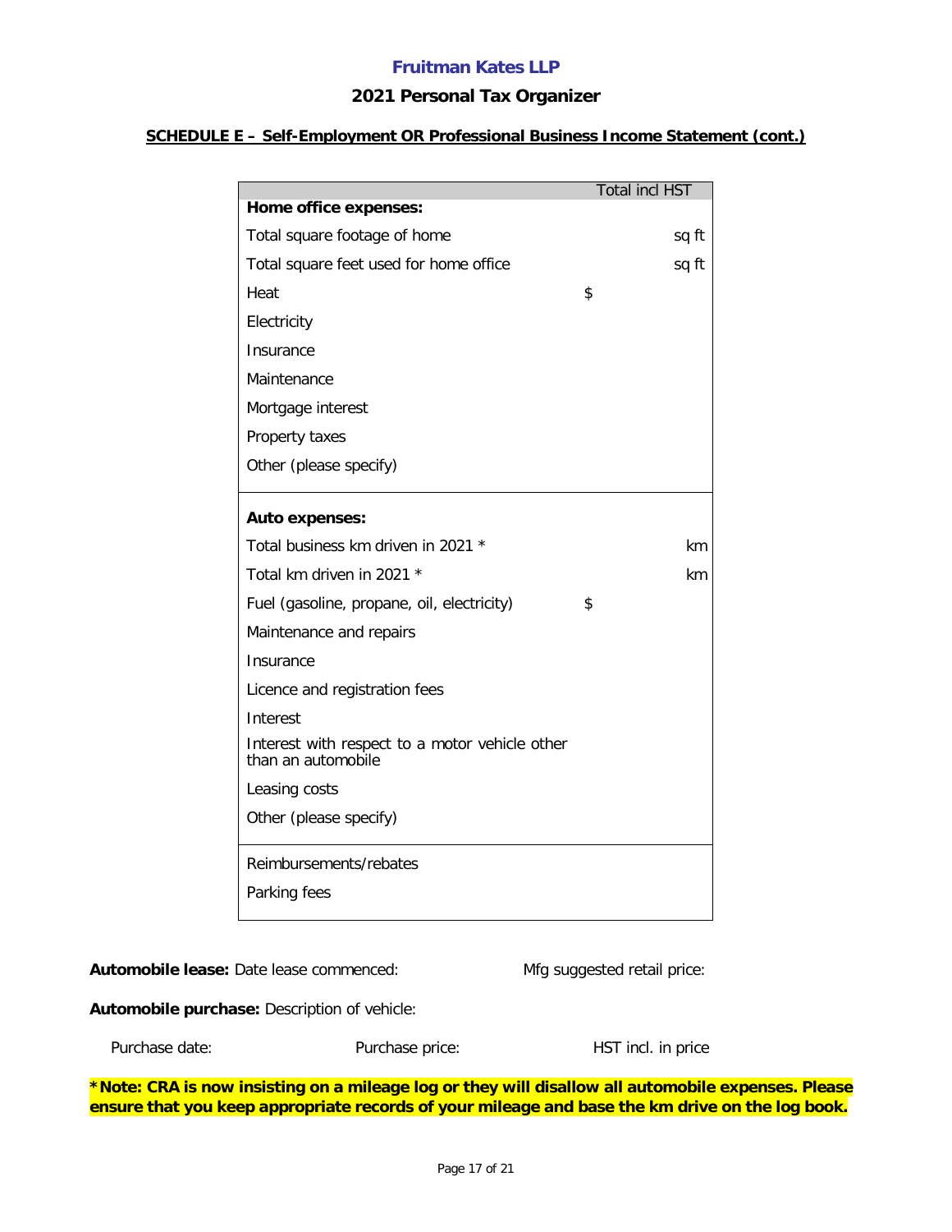**Fruitman Kates LLP**

## 2021 Personal Tax Organizer

### SCHEDULE E – Self-Employment OR Professional Business Income Statement (cont.)

| | Total incl HST |
|---|---|
| **Home office expenses:** | |
| Total square footage of home | sq ft |
| Total square feet used for home office | sq ft |
| Heat | $ |
| Electricity | |
| Insurance | |
| Maintenance | |
| Mortgage interest | |
| Property taxes | |
| Other (please specify) | |
| **Auto expenses:** | |
| Total business km driven in 2021 * | km |
| Total km driven in 2021 * | km |
| Fuel (gasoline, propane, oil, electricity) | $ |
| Maintenance and repairs | |
| Insurance | |
| Licence and registration fees | |
| Interest | |
| Interest with respect to a motor vehicle other than an automobile | |
| Leasing costs | |
| Other (please specify) | |
| Reimbursements/rebates | |
| Parking fees | |

**Automobile lease:** Date lease commenced: Mfg suggested retail price:

**Automobile purchase:** Description of vehicle:

Purchase date: Purchase price: HST incl. in price

**\*Note: CRA is now insisting on a mileage log or they will disallow all automobile expenses. Please ensure that you keep appropriate records of your mileage and base the km drive on the log book.**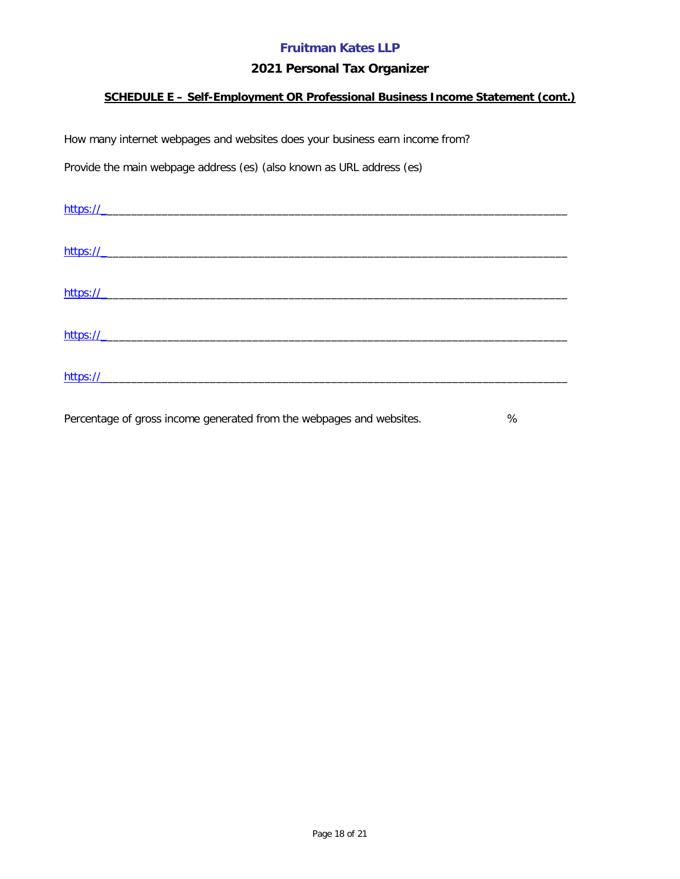**Fruitman Kates LLP**

**2021 Personal Tax Organizer**

**SCHEDULE E – Self-Employment OR Professional Business Income Statement (cont.)**

How many internet webpages and websites does your business earn income from?

Provide the main webpage address (es) (also known as URL address (es)

https://_______________________________________________________________________________

https://_______________________________________________________________________________

https://_______________________________________________________________________________

https://_______________________________________________________________________________

https://_______________________________________________________________________________

Percentage of gross income generated from the webpages and websites. %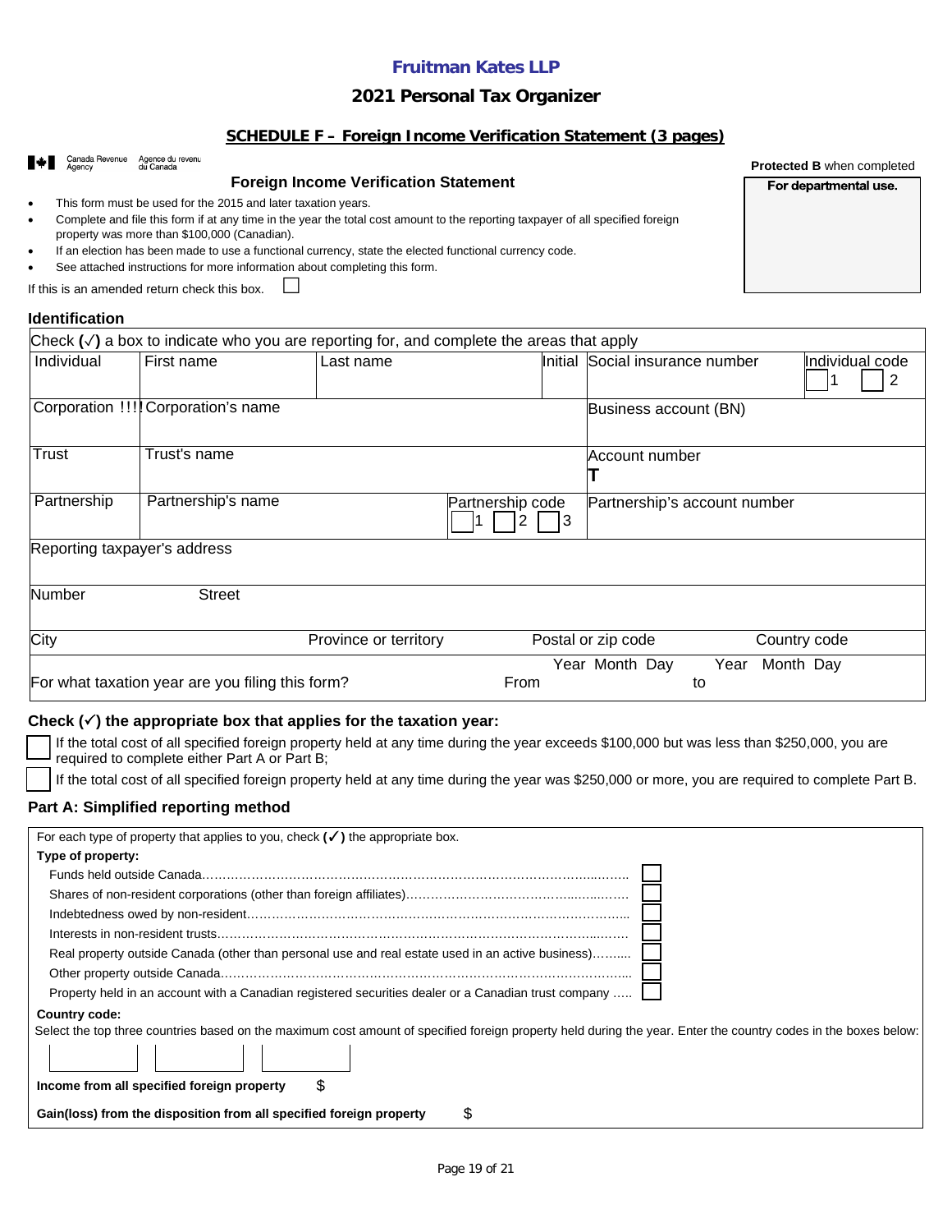# Fruitman Kates LLP

## 2021 Personal Tax Organizer

### SCHEDULE F – Foreign Income Verification Statement (3 pages)

Canada Revenue Agency / Agence du revenu du Canada

**Protected B** when completed

**For departmental use.**

### Foreign Income Verification Statement

- This form must be used for the 2015 and later taxation years.
- Complete and file this form if at any time in the year the total cost amount to the reporting taxpayer of all specified foreign property was more than $100,000 (Canadian).
- If an election has been made to use a functional currency, state the elected functional currency code.
- See attached instructions for more information about completing this form.

If this is an amended return check this box. ☐

### Identification

| Check (✓) a box to indicate who you are reporting for, and complete the areas that apply | | | | | |
|---|---|---|---|---|---|
| Individual | First name | Last name | Initial | Social insurance number | Individual code ☐ 1 ☐ 2 |
| Corporation !!!! | Corporation's name | | | Business account (BN) | |
| Trust | Trust's name | | | Account number T | |
| Partnership | Partnership's name | Partnership code ☐ 1 ☐ 2 ☐ 3 | | Partnership's account number | |
| Reporting taxpayer's address | | | | | |
| Number | Street | | | | |
| City | | Province or territory | | Postal or zip code | Country code |
| For what taxation year are you filing this form? | | | From Year Month Day | to Year Month Day | |

### Check (✓) the appropriate box that applies for the taxation year:

☐ If the total cost of all specified foreign property held at any time during the year exceeds $100,000 but was less than $250,000, you are required to complete either Part A or Part B;

☐ If the total cost of all specified foreign property held at any time during the year was $250,000 or more, you are required to complete Part B.

### Part A: Simplified reporting method

For each type of property that applies to you, check (✓) the appropriate box.

**Type of property:**

- Funds held outside Canada……………………………………………………………………… ☐
- Shares of non-resident corporations (other than foreign affiliates)……………………………… ☐
- Indebtedness owed by non-resident……………………………………………………………… ☐
- Interests in non-resident trusts…………………………………………………………………… ☐
- Real property outside Canada (other than personal use and real estate used in an active business)……... ☐
- Other property outside Canada…………………………………………………………………… ☐
- Property held in an account with a Canadian registered securities dealer or a Canadian trust company ….. ☐

**Country code:**

Select the top three countries based on the maximum cost amount of specified foreign property held during the year. Enter the country codes in the boxes below:

☐ ☐ ☐

**Income from all specified foreign property** $

**Gain(loss) from the disposition from all specified foreign property** $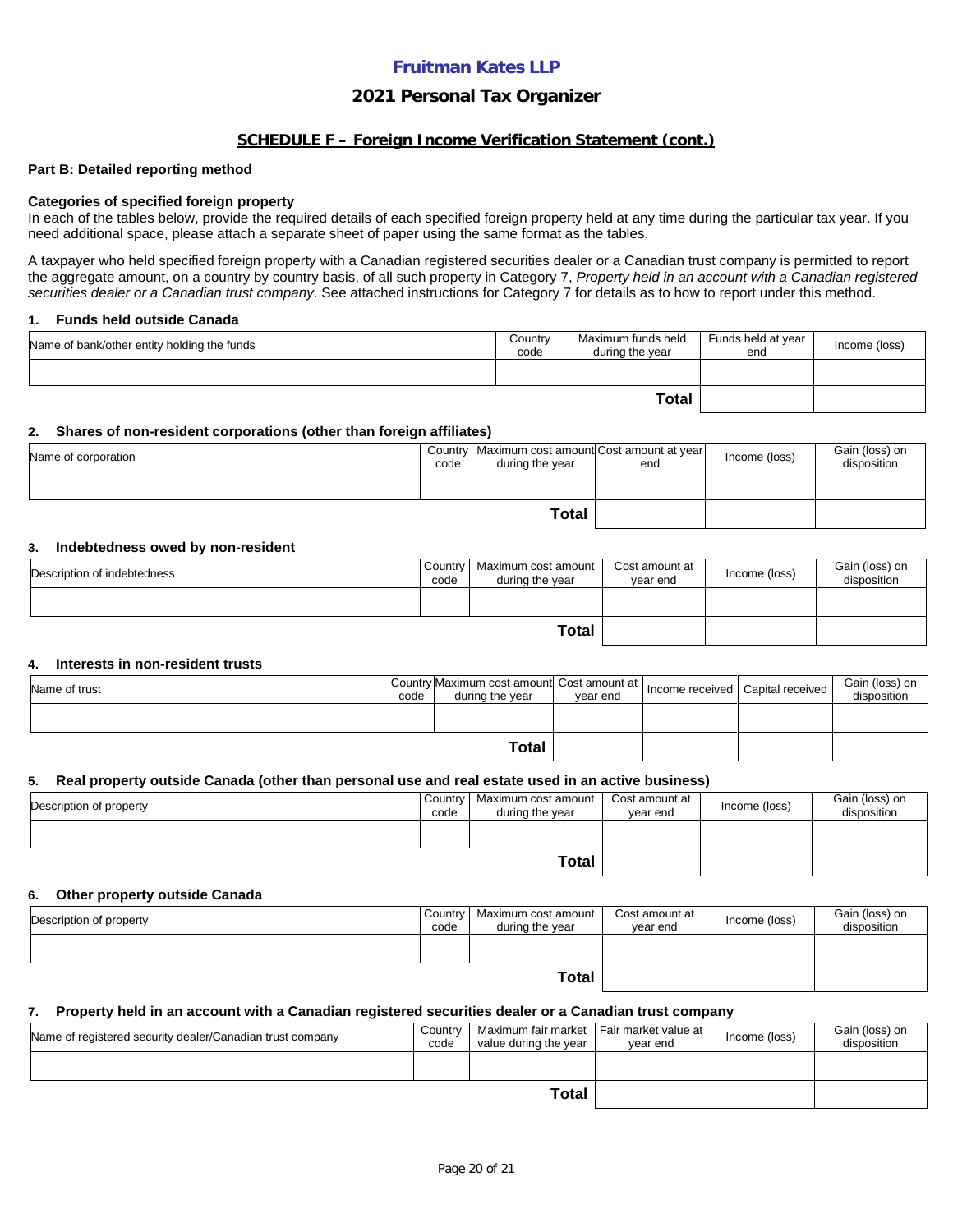# Fruitman Kates LLP

## 2021 Personal Tax Organizer

### SCHEDULE F – Foreign Income Verification Statement (cont.)

**Part B: Detailed reporting method**

**Categories of specified foreign property**

In each of the tables below, provide the required details of each specified foreign property held at any time during the particular tax year. If you need additional space, please attach a separate sheet of paper using the same format as the tables.

A taxpayer who held specified foreign property with a Canadian registered securities dealer or a Canadian trust company is permitted to report the aggregate amount, on a country by country basis, of all such property in Category 7, *Property held in an account with a Canadian registered securities dealer or a Canadian trust company*. See attached instructions for Category 7 for details as to how to report under this method.

**1. Funds held outside Canada**

| Name of bank/other entity holding the funds | Country code | Maximum funds held during the year | Funds held at year end | Income (loss) |
|---|---|---|---|---|
| | | | | |
| | | **Total** | | |

**2. Shares of non-resident corporations (other than foreign affiliates)**

| Name of corporation | Country code | Maximum cost amount during the year | Cost amount at year end | Income (loss) | Gain (loss) on disposition |
|---|---|---|---|---|---|
| | | | | | |
| | | **Total** | | | |

**3. Indebtedness owed by non-resident**

| Description of indebtedness | Country code | Maximum cost amount during the year | Cost amount at year end | Income (loss) | Gain (loss) on disposition |
|---|---|---|---|---|---|
| | | | | | |
| | | **Total** | | | |

**4. Interests in non-resident trusts**

| Name of trust | Country code | Maximum cost amount during the year | Cost amount at year end | Income received | Capital received | Gain (loss) on disposition |
|---|---|---|---|---|---|---|
| | | | | | | |
| | | **Total** | | | | |

**5. Real property outside Canada (other than personal use and real estate used in an active business)**

| Description of property | Country code | Maximum cost amount during the year | Cost amount at year end | Income (loss) | Gain (loss) on disposition |
|---|---|---|---|---|---|
| | | | | | |
| | | **Total** | | | |

**6. Other property outside Canada**

| Description of property | Country code | Maximum cost amount during the year | Cost amount at year end | Income (loss) | Gain (loss) on disposition |
|---|---|---|---|---|---|
| | | | | | |
| | | **Total** | | | |

**7. Property held in an account with a Canadian registered securities dealer or a Canadian trust company**

| Name of registered security dealer/Canadian trust company | Country code | Maximum fair market value during the year | Fair market value at year end | Income (loss) | Gain (loss) on disposition |
|---|---|---|---|---|---|
| | | | | | |
| | | **Total** | | | |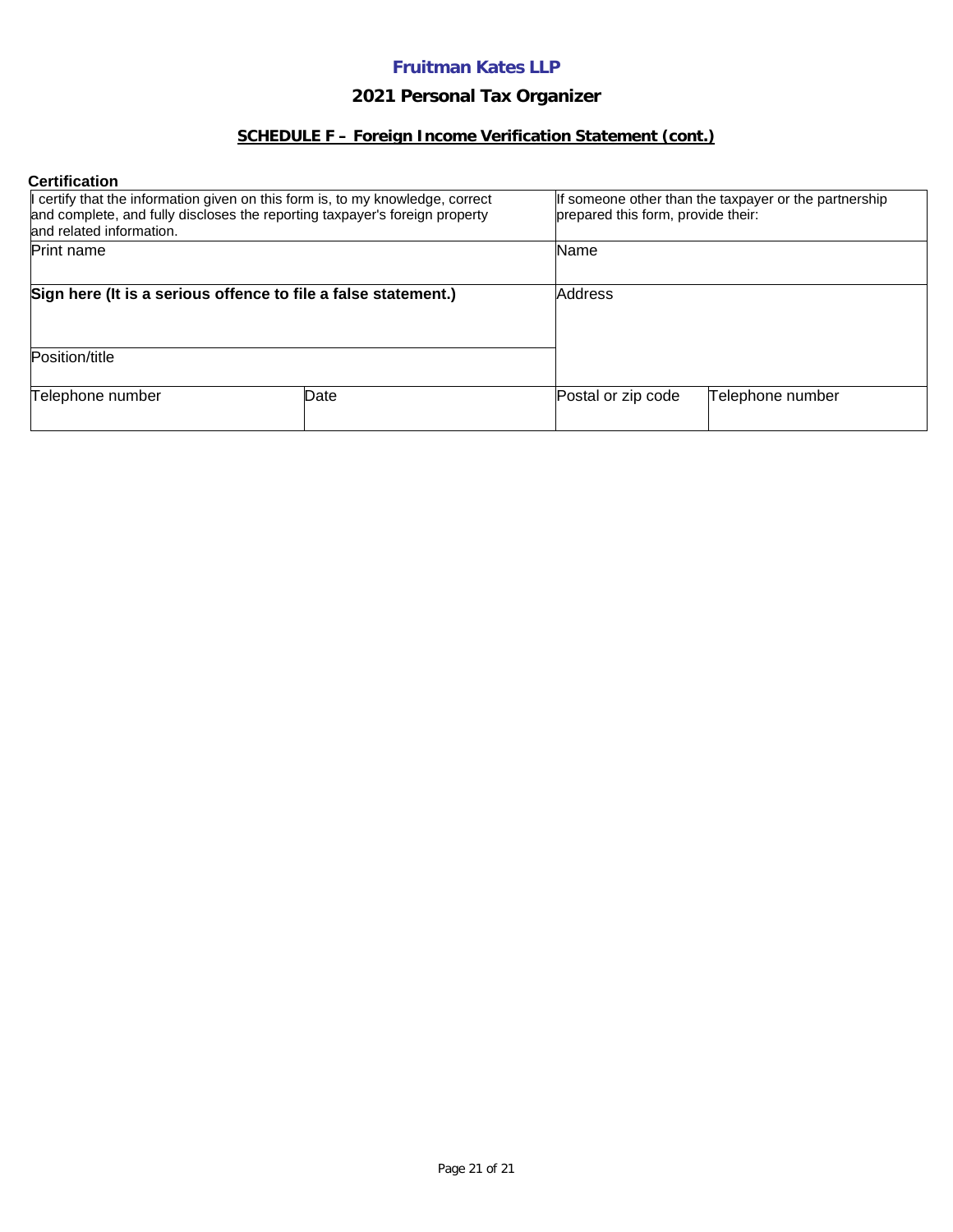# Fruitman Kates LLP

## 2021 Personal Tax Organizer

### SCHEDULE F – Foreign Income Verification Statement (cont.)

**Certification**

| | | | |
|---|---|---|---|
| I certify that the information given on this form is, to my knowledge, correct and complete, and fully discloses the reporting taxpayer's foreign property and related information. | | If someone other than the taxpayer or the partnership prepared this form, provide their: | |
| Print name | | Name | |
| **Sign here (It is a serious offence to file a false statement.)** | | Address | |
| Position/title | | | |
| Telephone number | Date | Postal or zip code | Telephone number |